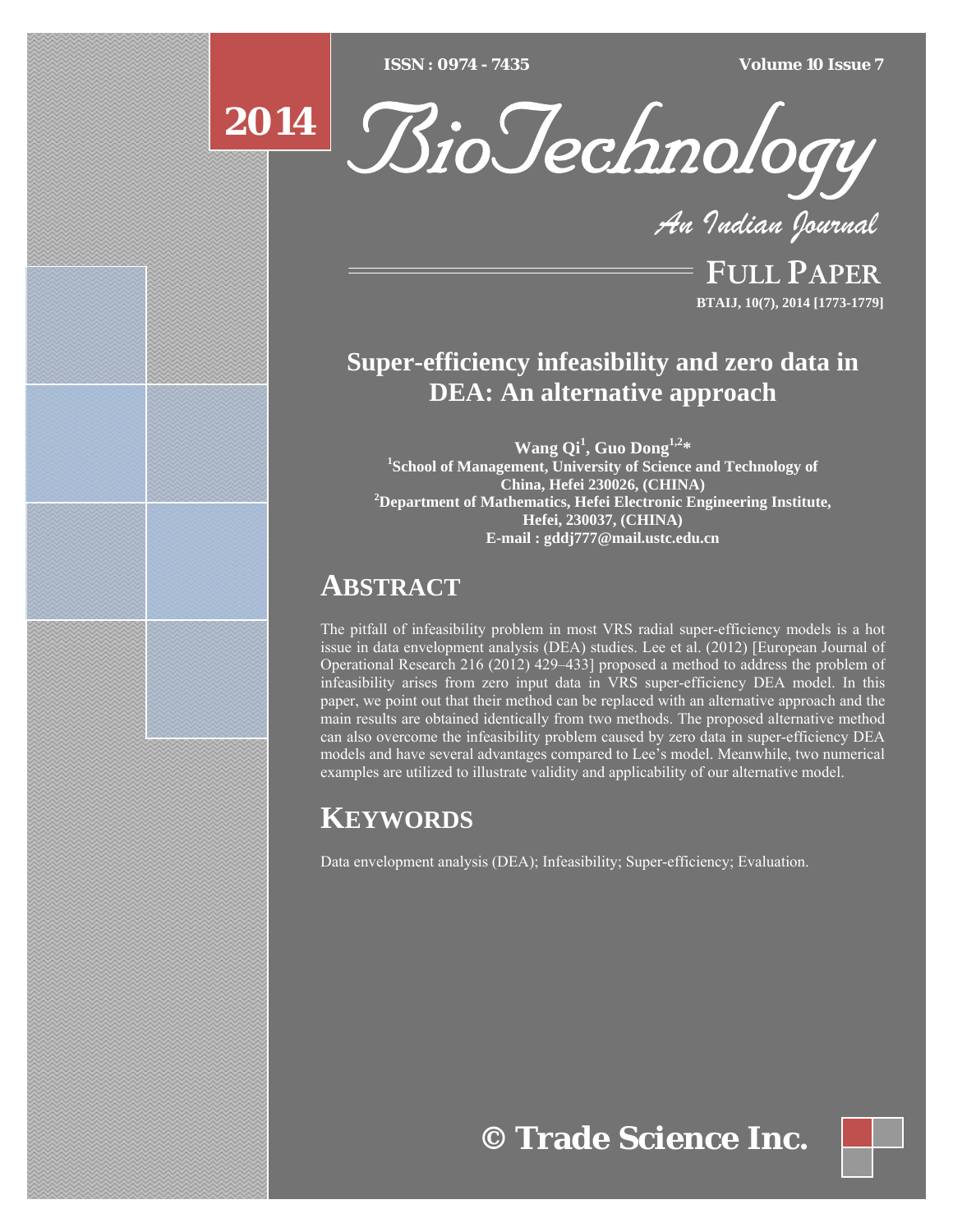# Super-efficiency infeasibility and zero data in DEA: An alternative approach

**Wang Qi[1], Guo Dong[1,2]***

[1]School of Management, University of Science and Technology of China, Hefei 230026, (CHINA)

[2]Department of Mathematics, Hefei Electronic Engineering Institute, Hefei, 230037, (CHINA)

E-mail : gddj777@mail.ustc.edu.cn

## ABSTRACT

The pitfall of infeasibility problem in most VRS radial super-efficiency models is a hot issue in data envelopment analysis (DEA) studies. Lee et al. (2012) [European Journal of Operational Research 216 (2012) 429–433] proposed a method to address the problem of infeasibility arises from zero input data in VRS super-efficiency DEA model. In this paper, we point out that their method can be replaced with an alternative approach and the main results are obtained identically from two methods. The proposed alternative method can also overcome the infeasibility problem caused by zero data in super-efficiency DEA models and have several advantages compared to Lee's model. Meanwhile, two numerical examples are utilized to illustrate validity and applicability of our alternative model.

## KEYWORDS

Data envelopment analysis (DEA); Infeasibility; Super-efficiency; Evaluation.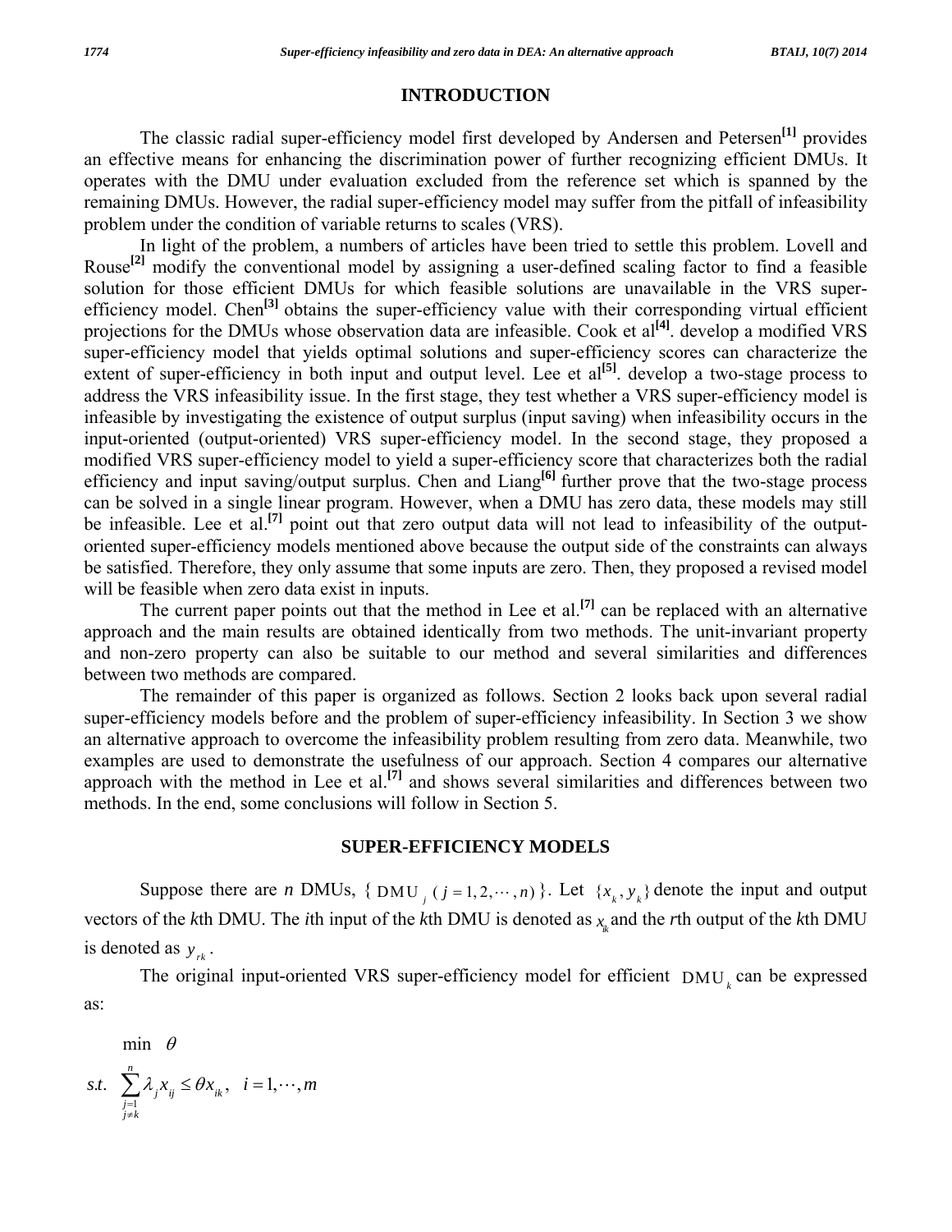## INTRODUCTION

The classic radial super-efficiency model first developed by Andersen and Petersen[1] provides an effective means for enhancing the discrimination power of further recognizing efficient DMUs. It operates with the DMU under evaluation excluded from the reference set which is spanned by the remaining DMUs. However, the radial super-efficiency model may suffer from the pitfall of infeasibility problem under the condition of variable returns to scales (VRS).

In light of the problem, a numbers of articles have been tried to settle this problem. Lovell and Rouse[2] modify the conventional model by assigning a user-defined scaling factor to find a feasible solution for those efficient DMUs for which feasible solutions are unavailable in the VRS super-efficiency model. Chen[3] obtains the super-efficiency value with their corresponding virtual efficient projections for the DMUs whose observation data are infeasible. Cook et al[4]. develop a modified VRS super-efficiency model that yields optimal solutions and super-efficiency scores can characterize the extent of super-efficiency in both input and output level. Lee et al[5]. develop a two-stage process to address the VRS infeasibility issue. In the first stage, they test whether a VRS super-efficiency model is infeasible by investigating the existence of output surplus (input saving) when infeasibility occurs in the input-oriented (output-oriented) VRS super-efficiency model. In the second stage, they proposed a modified VRS super-efficiency model to yield a super-efficiency score that characterizes both the radial efficiency and input saving/output surplus. Chen and Liang[6] further prove that the two-stage process can be solved in a single linear program. However, when a DMU has zero data, these models may still be infeasible. Lee et al.[7] point out that zero output data will not lead to infeasibility of the output-oriented super-efficiency models mentioned above because the output side of the constraints can always be satisfied. Therefore, they only assume that some inputs are zero. Then, they proposed a revised model will be feasible when zero data exist in inputs.

The current paper points out that the method in Lee et al.[7] can be replaced with an alternative approach and the main results are obtained identically from two methods. The unit-invariant property and non-zero property can also be suitable to our method and several similarities and differences between two methods are compared.

The remainder of this paper is organized as follows. Section 2 looks back upon several radial super-efficiency models before and the problem of super-efficiency infeasibility. In Section 3 we show an alternative approach to overcome the infeasibility problem resulting from zero data. Meanwhile, two examples are used to demonstrate the usefulness of our approach. Section 4 compares our alternative approach with the method in Lee et al.[7] and shows several similarities and differences between two methods. In the end, some conclusions will follow in Section 5.

## SUPER-EFFICIENCY MODELS

Suppose there are *n* DMUs, $\{\mathrm{DMU}_j\ (j = 1, 2, \cdots, n)\}$. Let $\{x_k, y_k\}$ denote the input and output vectors of the *k*th DMU. The *i*th input of the *k*th DMU is denoted as $x_{ik}$ and the *r*th output of the *k*th DMU is denoted as $y_{rk}$.

The original input-oriented VRS super-efficiency model for efficient $\mathrm{DMU}_k$ can be expressed as:

$$
\begin{aligned}
& \min \quad \theta \\
& s.t. \quad \sum_{\substack{j=1 \\ j \neq k}}^{n} \lambda_j x_{ij} \leq \theta x_{ik}, \quad i = 1, \cdots, m
\end{aligned}
$$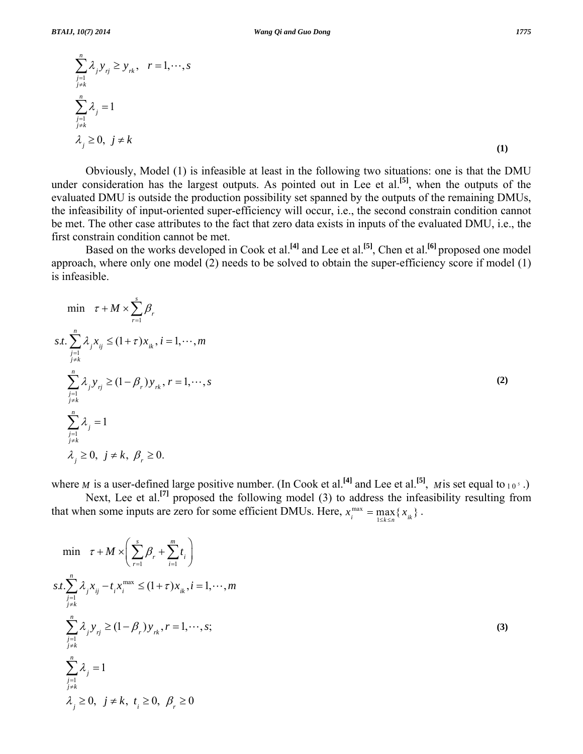$$
\begin{aligned}
&\sum_{\substack{j=1\\ j\neq k}}^{n} \lambda_j y_{rj} \geq y_{rk}, \quad r = 1,\cdots,s \\
&\sum_{\substack{j=1\\ j\neq k}}^{n} \lambda_j = 1 \\
&\lambda_j \geq 0, \ j \neq k
\end{aligned}
\tag{1}
$$

Obviously, Model (1) is infeasible at least in the following two situations: one is that the DMU under consideration has the largest outputs. As pointed out in Lee et al.[5], when the outputs of the evaluated DMU is outside the production possibility set spanned by the outputs of the remaining DMUs, the infeasibility of input-oriented super-efficiency will occur, i.e., the second constrain condition cannot be met. The other case attributes to the fact that zero data exists in inputs of the evaluated DMU, i.e., the first constrain condition cannot be met.

Based on the works developed in Cook et al.[4] and Lee et al.[5], Chen et al.[6] proposed one model approach, where only one model (2) needs to be solved to obtain the super-efficiency score if model (1) is infeasible.

$$
\begin{aligned}
\min \quad & \tau + M \times \sum_{r=1}^{s} \beta_r \\
s.t. \ & \sum_{\substack{j=1\\ j\neq k}}^{n} \lambda_j x_{ij} \leq (1+\tau) x_{ik}, \ i = 1,\cdots,m \\
& \sum_{\substack{j=1\\ j\neq k}}^{n} \lambda_j y_{rj} \geq (1-\beta_r) y_{rk}, \ r = 1,\cdots,s \\
& \sum_{\substack{j=1\\ j\neq k}}^{n} \lambda_j = 1 \\
& \lambda_j \geq 0, \ j \neq k, \ \beta_r \geq 0.
\end{aligned}
\tag{2}
$$

where $M$ is a user-defined large positive number. (In Cook et al.[4] and Lee et al.[5], $M$ is set equal to $10^5$.)

Next, Lee et al.[7] proposed the following model (3) to address the infeasibility resulting from that when some inputs are zero for some efficient DMUs. Here, $x_i^{\max} = \max_{1 \leq k \leq n} \{x_{ik}\}$.

$$
\begin{aligned}
\min \quad & \tau + M \times \left( \sum_{r=1}^{s} \beta_r + \sum_{i=1}^{m} t_i \right) \\
s.t. & \sum_{\substack{j=1\\ j\neq k}}^{n} \lambda_j x_{ij} - t_i x_i^{\max} \leq (1+\tau) x_{ik}, \ i = 1,\cdots,m \\
& \sum_{\substack{j=1\\ j\neq k}}^{n} \lambda_j y_{rj} \geq (1-\beta_r) y_{rk}, \ r = 1,\cdots,s; \\
& \sum_{\substack{j=1\\ j\neq k}}^{n} \lambda_j = 1 \\
& \lambda_j \geq 0, \ j \neq k, \ t_i \geq 0, \ \beta_r \geq 0
\end{aligned}
\tag{3}
$$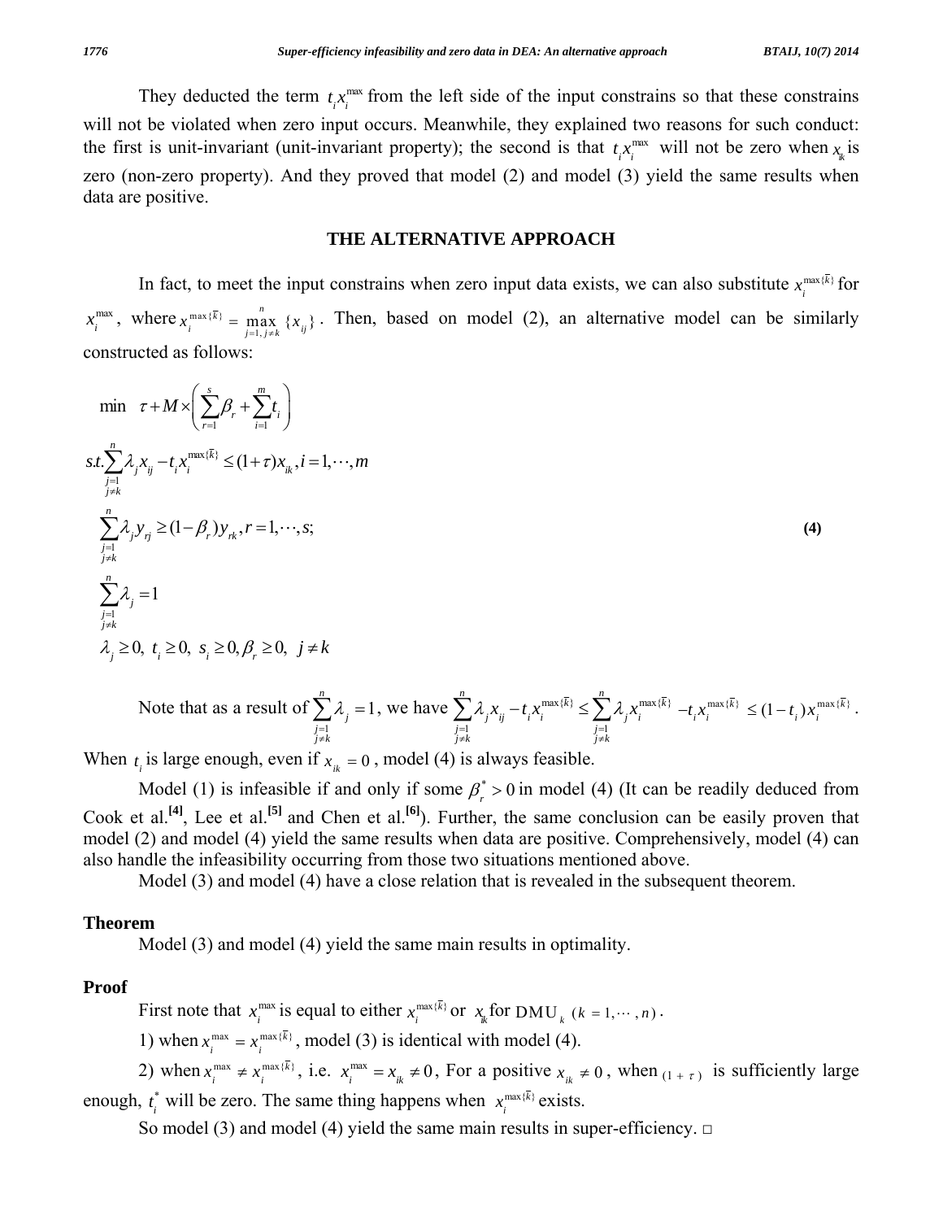They deducted the term $t_i x_i^{\max}$ from the left side of the input constrains so that these constrains will not be violated when zero input occurs. Meanwhile, they explained two reasons for such conduct: the first is unit-invariant (unit-invariant property); the second is that $t_i x_i^{\max}$ will not be zero when $x_{ik}$ is zero (non-zero property). And they proved that model (2) and model (3) yield the same results when data are positive.

## THE ALTERNATIVE APPROACH

In fact, to meet the input constrains when zero input data exists, we can also substitute $x_i^{\max\{\bar{k}\}}$ for $x_i^{\max}$, where $x_i^{\max\{\bar{k}\}} = \max_{j=1, j\neq k}^{n} \{x_{ij}\}$. Then, based on model (2), an alternative model can be similarly constructed as follows:

$$
\begin{aligned}
&\min \quad \tau + M \times \left( \sum_{r=1}^{s} \beta_r + \sum_{i=1}^{m} t_i \right) \\
&s.t. \sum_{\substack{j=1 \\ j\neq k}}^{n} \lambda_j x_{ij} - t_i x_i^{\max\{\bar{k}\}} \leq (1+\tau) x_{ik}, i = 1, \cdots, m \\
&\sum_{\substack{j=1 \\ j\neq k}}^{n} \lambda_j y_{rj} \geq (1-\beta_r) y_{rk}, r = 1, \cdots, s; \\
&\sum_{\substack{j=1 \\ j\neq k}}^{n} \lambda_j = 1 \\
&\lambda_j \geq 0, \ t_i \geq 0, \ s_i \geq 0, \beta_r \geq 0, \ j \neq k
\end{aligned}
\tag{4}
$$

Note that as a result of $\sum_{\substack{j=1 \\ j\neq k}}^{n} \lambda_j = 1$, we have $\sum_{\substack{j=1 \\ j\neq k}}^{n} \lambda_j x_{ij} - t_i x_i^{\max\{\bar{k}\}} \leq \sum_{\substack{j=1 \\ j\neq k}}^{n} \lambda_j x_i^{\max\{\bar{k}\}} - t_i x_i^{\max\{\bar{k}\}} \leq (1-t_i) x_i^{\max\{\bar{k}\}}$. When $t_i$ is large enough, even if $x_{ik} = 0$, model (4) is always feasible.

Model (1) is infeasible if and only if some $\beta_r^* > 0$ in model (4) (It can be readily deduced from Cook et al.[4], Lee et al.[5] and Chen et al.[6]). Further, the same conclusion can be easily proven that model (2) and model (4) yield the same results when data are positive. Comprehensively, model (4) can also handle the infeasibility occurring from those two situations mentioned above.

Model (3) and model (4) have a close relation that is revealed in the subsequent theorem.

### Theorem

Model (3) and model (4) yield the same main results in optimality.

### Proof

First note that $x_i^{\max}$ is equal to either $x_i^{\max\{\bar{k}\}}$ or $x_{ik}$ for $\mathrm{DMU}_k$ $(k = 1, \cdots, n)$.

1) when $x_i^{\max} = x_i^{\max\{\bar{k}\}}$, model (3) is identical with model (4).

2) when $x_i^{\max} \neq x_i^{\max\{\bar{k}\}}$, i.e. $x_i^{\max} = x_{ik} \neq 0$, For a positive $x_{ik} \neq 0$, when $(1+\tau)$ is sufficiently large enough, $t_i^*$ will be zero. The same thing happens when $x_i^{\max\{\bar{k}\}}$ exists.

So model (3) and model (4) yield the same main results in super-efficiency. □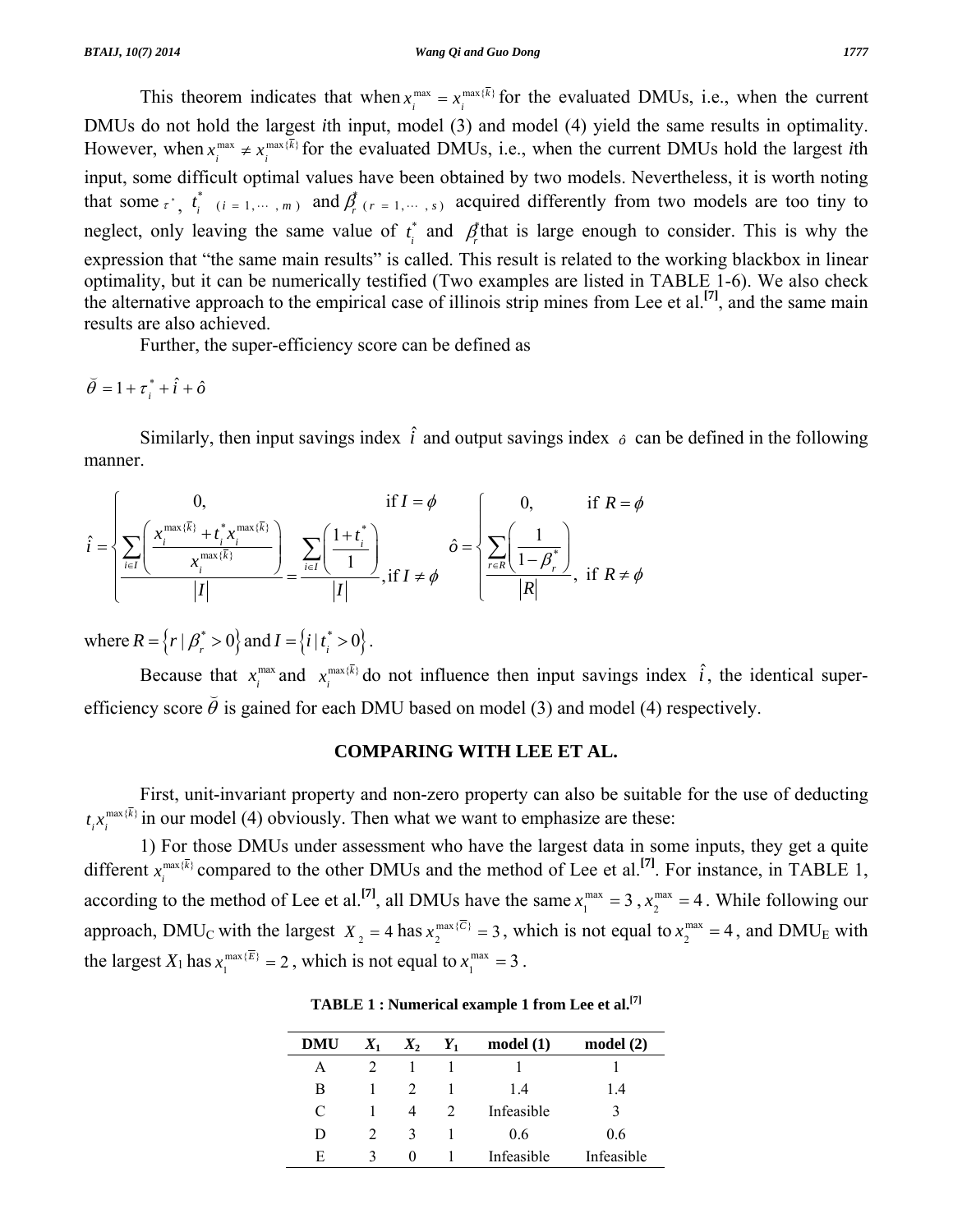This theorem indicates that when $x_i^{\max} = x_i^{\max\{\bar{k}\}}$ for the evaluated DMUs, i.e., when the current DMUs do not hold the largest *i*th input, model (3) and model (4) yield the same results in optimality. However, when $x_i^{\max} \neq x_i^{\max\{\bar{k}\}}$ for the evaluated DMUs, i.e., when the current DMUs hold the largest *i*th input, some difficult optimal values have been obtained by two models. Nevertheless, it is worth noting that some $\tau^*$, $t_i^*$ $(i = 1, \cdots, m)$ and $\beta_r^*$ $(r = 1, \cdots, s)$ acquired differently from two models are too tiny to neglect, only leaving the same value of $t_i^*$ and $\beta_r^*$ that is large enough to consider. This is why the expression that "the same main results" is called. This result is related to the working blackbox in linear optimality, but it can be numerically testified (Two examples are listed in TABLE 1-6). We also check the alternative approach to the empirical case of illinois strip mines from Lee et al.[7], and the same main results are also achieved.

Further, the super-efficiency score can be defined as

$$\breve{\theta} = 1 + \tau_i^* + \hat{i} + \hat{o}$$

Similarly, then input savings index $\hat{i}$ and output savings index $\hat{o}$ can be defined in the following manner.

$$\hat{i} = \begin{cases} 0, & \text{if } I = \phi \\ \dfrac{\sum_{i \in I} \left( \dfrac{x_i^{\max\{\bar{k}\}} + t_i^* x_i^{\max\{\bar{k}\}}}{x_i^{\max\{\bar{k}\}}} \right)}{|I|} = \dfrac{\sum_{i \in I} \left( \dfrac{1 + t_i^*}{1} \right)}{|I|}, & \text{if } I \neq \phi \end{cases} \qquad \hat{o} = \begin{cases} 0, & \text{if } R = \phi \\ \dfrac{\sum_{r \in R} \left( \dfrac{1}{1 - \beta_r^*} \right)}{|R|}, & \text{if } R \neq \phi \end{cases}$$

where $R = \{ r \mid \beta_r^* > 0 \}$ and $I = \{ i \mid t_i^* > 0 \}$.

Because that $x_i^{\max}$ and $x_i^{\max\{\bar{k}\}}$ do not influence then input savings index $\hat{i}$, the identical super-efficiency score $\breve{\theta}$ is gained for each DMU based on model (3) and model (4) respectively.

## COMPARING WITH LEE ET AL.

First, unit-invariant property and non-zero property can also be suitable for the use of deducting $t_i x_i^{\max\{\bar{k}\}}$ in our model (4) obviously. Then what we want to emphasize are these:

1) For those DMUs under assessment who have the largest data in some inputs, they get a quite different $x_i^{\max\{\bar{k}\}}$ compared to the other DMUs and the method of Lee et al.[7]. For instance, in TABLE 1, according to the method of Lee et al.[7], all DMUs have the same $x_1^{\max} = 3$, $x_2^{\max} = 4$. While following our approach, DMU$_C$ with the largest $X_2 = 4$ has $x_2^{\max\{\bar{C}\}} = 3$, which is not equal to $x_2^{\max} = 4$, and DMU$_E$ with the largest $X_1$ has $x_1^{\max\{\bar{E}\}} = 2$, which is not equal to $x_1^{\max} = 3$.

**TABLE 1 : Numerical example 1 from Lee et al.[7]**

| DMU | $X_1$ | $X_2$ | $Y_1$ | model (1) | model (2) |
|---|---|---|---|---|---|
| A | 2 | 1 | 1 | 1 | 1 |
| B | 1 | 2 | 1 | 1.4 | 1.4 |
| C | 1 | 4 | 2 | Infeasible | 3 |
| D | 2 | 3 | 1 | 0.6 | 0.6 |
| E | 3 | 0 | 1 | Infeasible | Infeasible |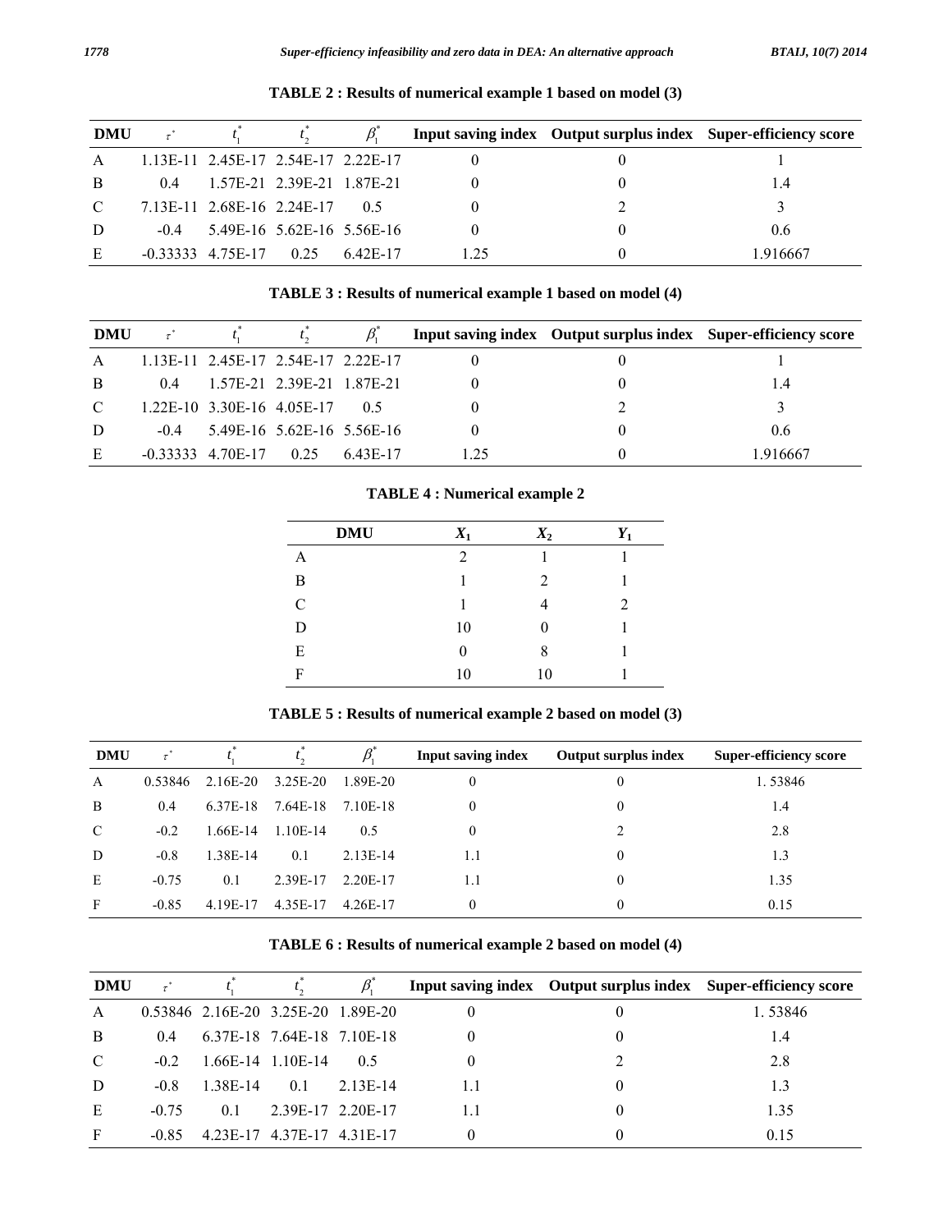**TABLE 2 : Results of numerical example 1 based on model (3)**

| DMU | $\tau^*$ | $t_1^*$ | $t_2^*$ | $\beta_1^*$ | Input saving index | Output surplus index | Super-efficiency score |
|---|---|---|---|---|---|---|---|
| A | 1.13E-11 | 2.45E-17 | 2.54E-17 | 2.22E-17 | 0 | 0 | 1 |
| B | 0.4 | 1.57E-21 | 2.39E-21 | 1.87E-21 | 0 | 0 | 1.4 |
| C | 7.13E-11 | 2.68E-16 | 2.24E-17 | 0.5 | 0 | 2 | 3 |
| D | -0.4 | 5.49E-16 | 5.62E-16 | 5.56E-16 | 0 | 0 | 0.6 |
| E | -0.33333 | 4.75E-17 | 0.25 | 6.42E-17 | 1.25 | 0 | 1.916667 |

**TABLE 3 : Results of numerical example 1 based on model (4)**

| DMU | $\tau^*$ | $t_1^*$ | $t_2^*$ | $\beta_1^*$ | Input saving index | Output surplus index | Super-efficiency score |
|---|---|---|---|---|---|---|---|
| A | 1.13E-11 | 2.45E-17 | 2.54E-17 | 2.22E-17 | 0 | 0 | 1 |
| B | 0.4 | 1.57E-21 | 2.39E-21 | 1.87E-21 | 0 | 0 | 1.4 |
| C | 1.22E-10 | 3.30E-16 | 4.05E-17 | 0.5 | 0 | 2 | 3 |
| D | -0.4 | 5.49E-16 | 5.62E-16 | 5.56E-16 | 0 | 0 | 0.6 |
| E | -0.33333 | 4.70E-17 | 0.25 | 6.43E-17 | 1.25 | 0 | 1.916667 |

**TABLE 4 : Numerical example 2**

| DMU | $X_1$ | $X_2$ | $Y_1$ |
|---|---|---|---|
| A | 2 | 1 | 1 |
| B | 1 | 2 | 1 |
| C | 1 | 4 | 2 |
| D | 10 | 0 | 1 |
| E | 0 | 8 | 1 |
| F | 10 | 10 | 1 |

**TABLE 5 : Results of numerical example 2 based on model (3)**

| DMU | $\tau^*$ | $t_1^*$ | $t_2^*$ | $\beta_1^*$ | Input saving index | Output surplus index | Super-efficiency score |
|---|---|---|---|---|---|---|---|
| A | 0.53846 | 2.16E-20 | 3.25E-20 | 1.89E-20 | 0 | 0 | 1. 53846 |
| B | 0.4 | 6.37E-18 | 7.64E-18 | 7.10E-18 | 0 | 0 | 1.4 |
| C | -0.2 | 1.66E-14 | 1.10E-14 | 0.5 | 0 | 2 | 2.8 |
| D | -0.8 | 1.38E-14 | 0.1 | 2.13E-14 | 1.1 | 0 | 1.3 |
| E | -0.75 | 0.1 | 2.39E-17 | 2.20E-17 | 1.1 | 0 | 1.35 |
| F | -0.85 | 4.19E-17 | 4.35E-17 | 4.26E-17 | 0 | 0 | 0.15 |

**TABLE 6 : Results of numerical example 2 based on model (4)**

| DMU | $\tau^*$ | $t_1^*$ | $t_2^*$ | $\beta_1^*$ | Input saving index | Output surplus index | Super-efficiency score |
|---|---|---|---|---|---|---|---|
| A | 0.53846 | 2.16E-20 | 3.25E-20 | 1.89E-20 | 0 | 0 | 1. 53846 |
| B | 0.4 | 6.37E-18 | 7.64E-18 | 7.10E-18 | 0 | 0 | 1.4 |
| C | -0.2 | 1.66E-14 | 1.10E-14 | 0.5 | 0 | 2 | 2.8 |
| D | -0.8 | 1.38E-14 | 0.1 | 2.13E-14 | 1.1 | 0 | 1.3 |
| E | -0.75 | 0.1 | 2.39E-17 | 2.20E-17 | 1.1 | 0 | 1.35 |
| F | -0.85 | 4.23E-17 | 4.37E-17 | 4.31E-17 | 0 | 0 | 0.15 |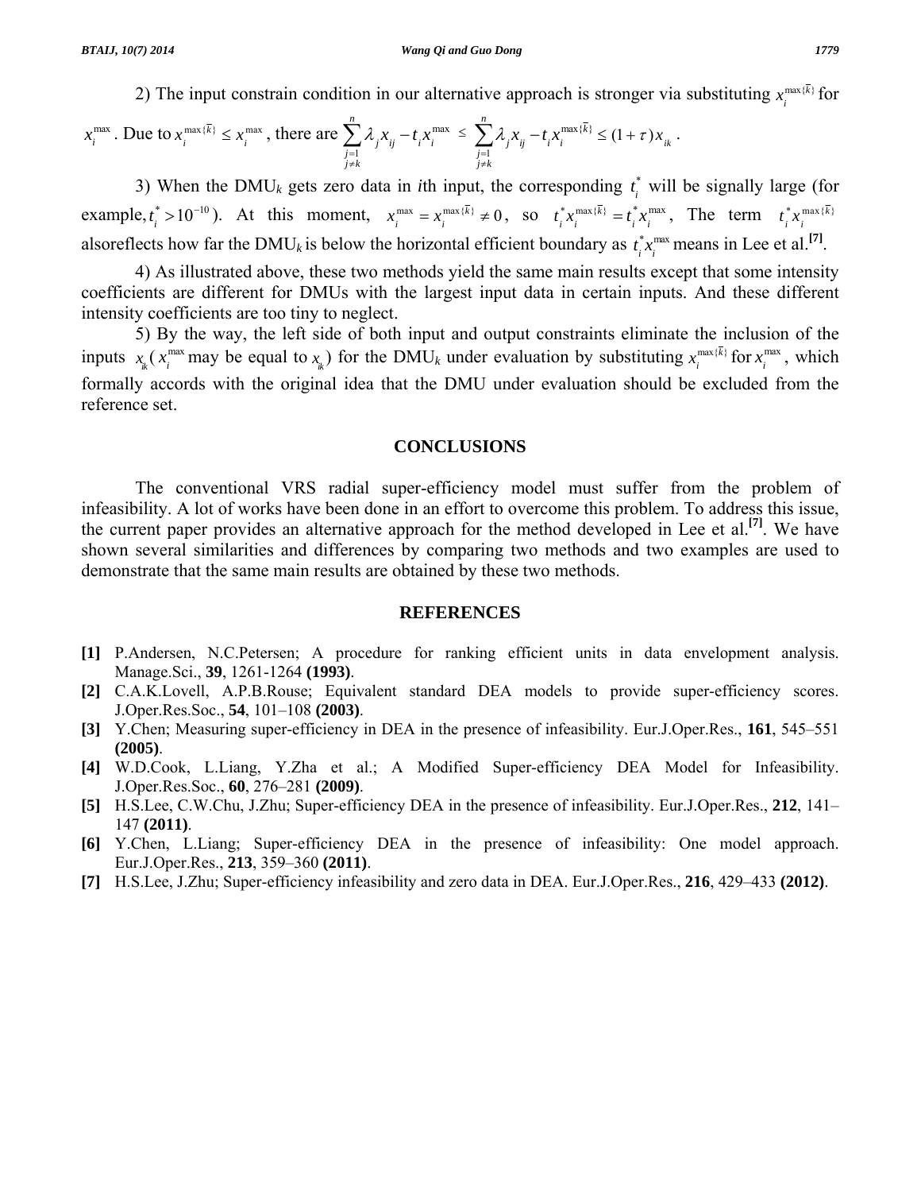2) The input constrain condition in our alternative approach is stronger via substituting $x_i^{\max\{\bar{k}\}}$ for $x_i^{\max}$. Due to $x_i^{\max\{\bar{k}\}} \le x_i^{\max}$, there are $\sum_{\substack{j=1 \\ j \ne k}}^{n} \lambda_j x_{ij} - t_i x_i^{\max} \le \sum_{\substack{j=1 \\ j \ne k}}^{n} \lambda_j x_{ij} - t_i x_i^{\max\{\bar{k}\}} \le (1+\tau) x_{ik}$.

3) When the DMU$_k$ gets zero data in *i*th input, the corresponding $t_i^*$ will be signally large (for example, $t_i^* > 10^{-10}$). At this moment, $x_i^{\max} = x_i^{\max\{\bar{k}\}} \ne 0$, so $t_i^* x_i^{\max\{\bar{k}\}} = t_i^* x_i^{\max}$, The term $t_i^* x_i^{\max\{\bar{k}\}}$ alsoreflects how far the DMU$_k$ is below the horizontal efficient boundary as $t_i^* x_i^{\max}$ means in Lee et al.[7].

4) As illustrated above, these two methods yield the same main results except that some intensity coefficients are different for DMUs with the largest input data in certain inputs. And these different intensity coefficients are too tiny to neglect.

5) By the way, the left side of both input and output constraints eliminate the inclusion of the inputs $x_{ik}$ ($x_i^{\max}$ may be equal to $x_{ik}$) for the DMU$_k$ under evaluation by substituting $x_i^{\max\{\bar{k}\}}$ for $x_i^{\max}$, which formally accords with the original idea that the DMU under evaluation should be excluded from the reference set.

## CONCLUSIONS

The conventional VRS radial super-efficiency model must suffer from the problem of infeasibility. A lot of works have been done in an effort to overcome this problem. To address this issue, the current paper provides an alternative approach for the method developed in Lee et al.[7]. We have shown several similarities and differences by comparing two methods and two examples are used to demonstrate that the same main results are obtained by these two methods.

## REFERENCES

**[1]** P.Andersen, N.C.Petersen; A procedure for ranking efficient units in data envelopment analysis. Manage.Sci., **39**, 1261-1264 **(1993)**.

**[2]** C.A.K.Lovell, A.P.B.Rouse; Equivalent standard DEA models to provide super-efficiency scores. J.Oper.Res.Soc., **54**, 101–108 **(2003)**.

**[3]** Y.Chen; Measuring super-efficiency in DEA in the presence of infeasibility. Eur.J.Oper.Res., **161**, 545–551 **(2005)**.

**[4]** W.D.Cook, L.Liang, Y.Zha et al.; A Modified Super-efficiency DEA Model for Infeasibility. J.Oper.Res.Soc., **60**, 276–281 **(2009)**.

**[5]** H.S.Lee, C.W.Chu, J.Zhu; Super-efficiency DEA in the presence of infeasibility. Eur.J.Oper.Res., **212**, 141–147 **(2011)**.

**[6]** Y.Chen, L.Liang; Super-efficiency DEA in the presence of infeasibility: One model approach. Eur.J.Oper.Res., **213**, 359–360 **(2011)**.

**[7]** H.S.Lee, J.Zhu; Super-efficiency infeasibility and zero data in DEA. Eur.J.Oper.Res., **216**, 429–433 **(2012)**.